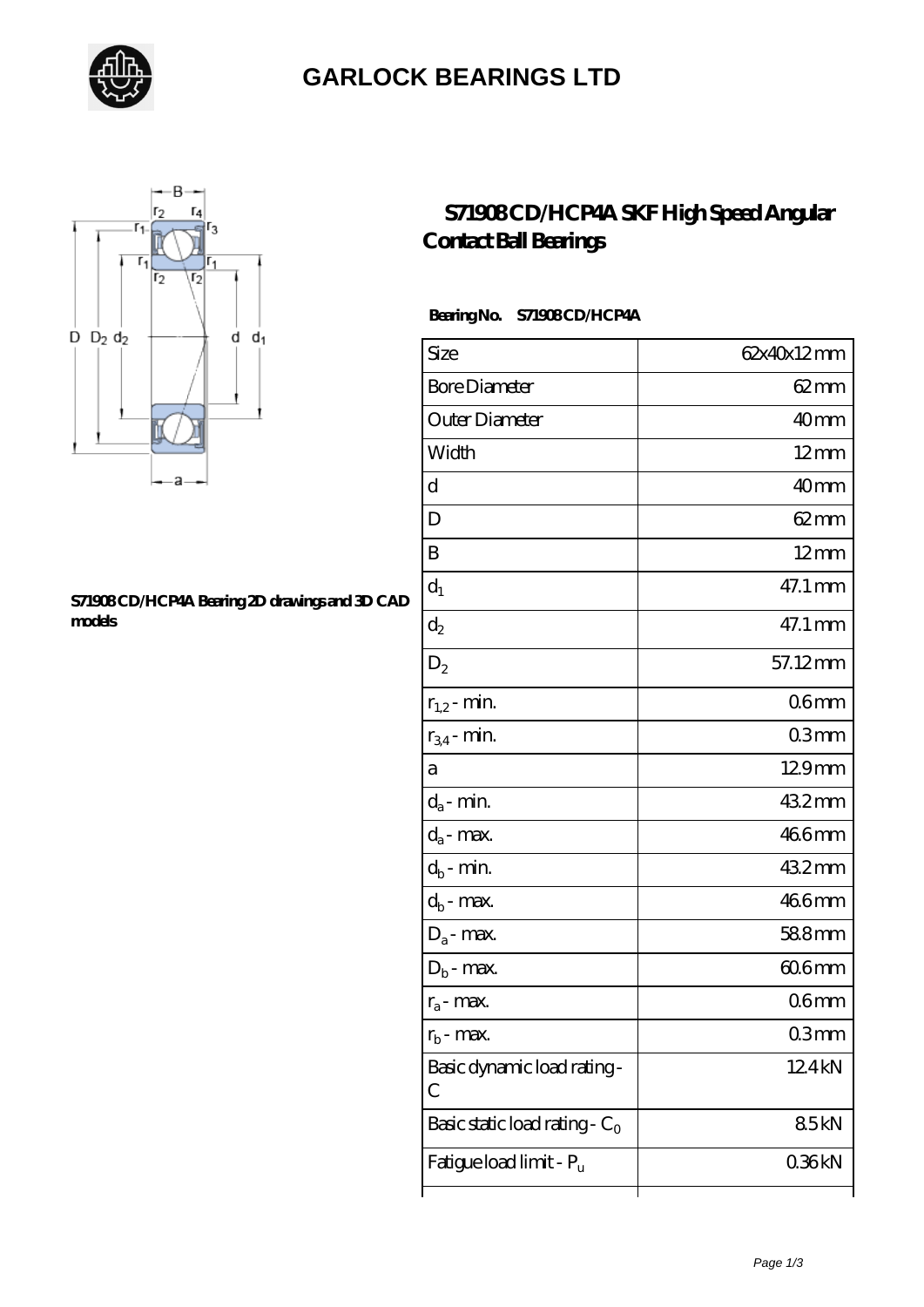# GARLOCK BEARINGS LTD

S71908 CD/HCP4A Bearing 2D drawings and 3D CAD models

## S71908 CD/HCP4A SKF High Speed Angular Contact Ball Bearings

**Bearing No.** **S71908 CD/HCP4A**

| Size | 62x40x12 mm |
|---|---|
| Bore Diameter | 62 mm |
| Outer Diameter | 40 mm |
| Width | 12 mm |
| d | 40 mm |
| D | 62 mm |
| B | 12 mm |
| $d_1$ | 47.1 mm |
| $d_2$ | 47.1 mm |
| $D_2$ | 57.12 mm |
| $r_{1,2}$ - min. | 0.6 mm |
| $r_{3,4}$ - min. | 0.3 mm |
| a | 12.9 mm |
| $d_a$ - min. | 43.2 mm |
| $d_a$ - max. | 46.6 mm |
| $d_b$ - min. | 43.2 mm |
| $d_b$ - max. | 46.6 mm |
| $D_a$ - max. | 58.8 mm |
| $D_b$ - max. | 60.6 mm |
| $r_a$ - max. | 0.6 mm |
| $r_b$ - max. | 0.3 mm |
| Basic dynamic load rating - C | 12.4 kN |
| Basic static load rating - $C_0$ | 8.5 kN |
| Fatigue load limit - $P_u$ | 0.36 kN |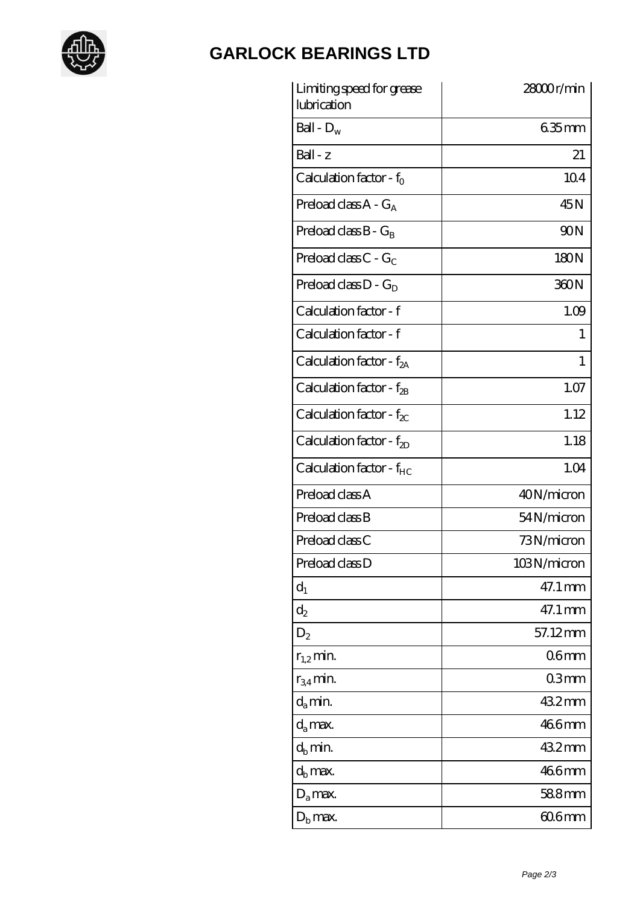# GARLOCK BEARINGS LTD

| | |
|---|---|
| Limiting speed for grease lubrication | 28000 r/min |
| Ball - $D_w$ | 6.35 mm |
| Ball - z | 21 |
| Calculation factor - $f_0$ | 10.4 |
| Preload class A - $G_A$ | 45 N |
| Preload class B - $G_B$ | 90 N |
| Preload class C - $G_C$ | 180 N |
| Preload class D - $G_D$ | 360 N |
| Calculation factor - f | 1.09 |
| Calculation factor - f | 1 |
| Calculation factor - $f_{2A}$ | 1 |
| Calculation factor - $f_{2B}$ | 1.07 |
| Calculation factor - $f_{2C}$ | 1.12 |
| Calculation factor - $f_{2D}$ | 1.18 |
| Calculation factor - $f_{HC}$ | 1.04 |
| Preload class A | 40 N/micron |
| Preload class B | 54 N/micron |
| Preload class C | 73 N/micron |
| Preload class D | 103 N/micron |
| $d_1$ | 47.1 mm |
| $d_2$ | 47.1 mm |
| $D_2$ | 57.12 mm |
| $r_{1,2}$ min. | 0.6 mm |
| $r_{3,4}$ min. | 0.3 mm |
| $d_a$ min. | 43.2 mm |
| $d_a$ max. | 46.6 mm |
| $d_b$ min. | 43.2 mm |
| $d_b$ max. | 46.6 mm |
| $D_a$ max. | 58.8 mm |
| $D_b$ max. | 60.6 mm |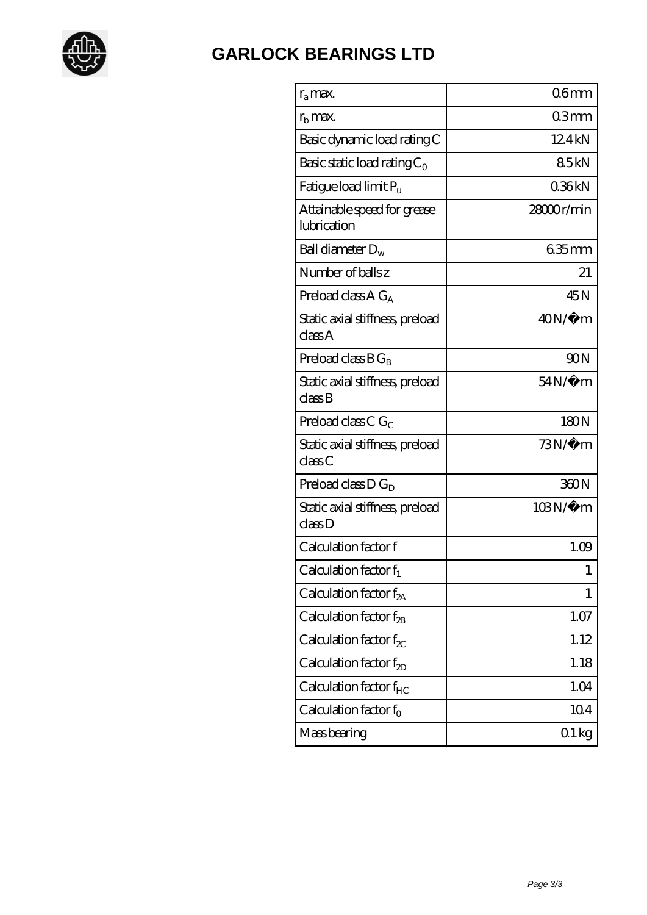# GARLOCK BEARINGS LTD

| | |
|---|---|
| $r_a$ max. | 0.6 mm |
| $r_b$ max. | 0.3 mm |
| Basic dynamic load rating C | 12.4 kN |
| Basic static load rating $C_0$ | 8.5 kN |
| Fatigue load limit $P_u$ | 0.36 kN |
| Attainable speed for grease lubrication | 28000 r/min |
| Ball diameter $D_w$ | 6.35 mm |
| Number of balls z | 21 |
| Preload class A $G_A$ | 45 N |
| Static axial stiffness, preload class A | 40 N/�m |
| Preload class B $G_B$ | 90 N |
| Static axial stiffness, preload class B | 54 N/�m |
| Preload class C $G_C$ | 180 N |
| Static axial stiffness, preload class C | 73 N/�m |
| Preload class D $G_D$ | 360 N |
| Static axial stiffness, preload class D | 103 N/�m |
| Calculation factor f | 1.09 |
| Calculation factor $f_1$ | 1 |
| Calculation factor $f_{2A}$ | 1 |
| Calculation factor $f_{2B}$ | 1.07 |
| Calculation factor $f_{2C}$ | 1.12 |
| Calculation factor $f_{2D}$ | 1.18 |
| Calculation factor $f_{HC}$ | 1.04 |
| Calculation factor $f_0$ | 10.4 |
| Mass bearing | 0.1 kg |